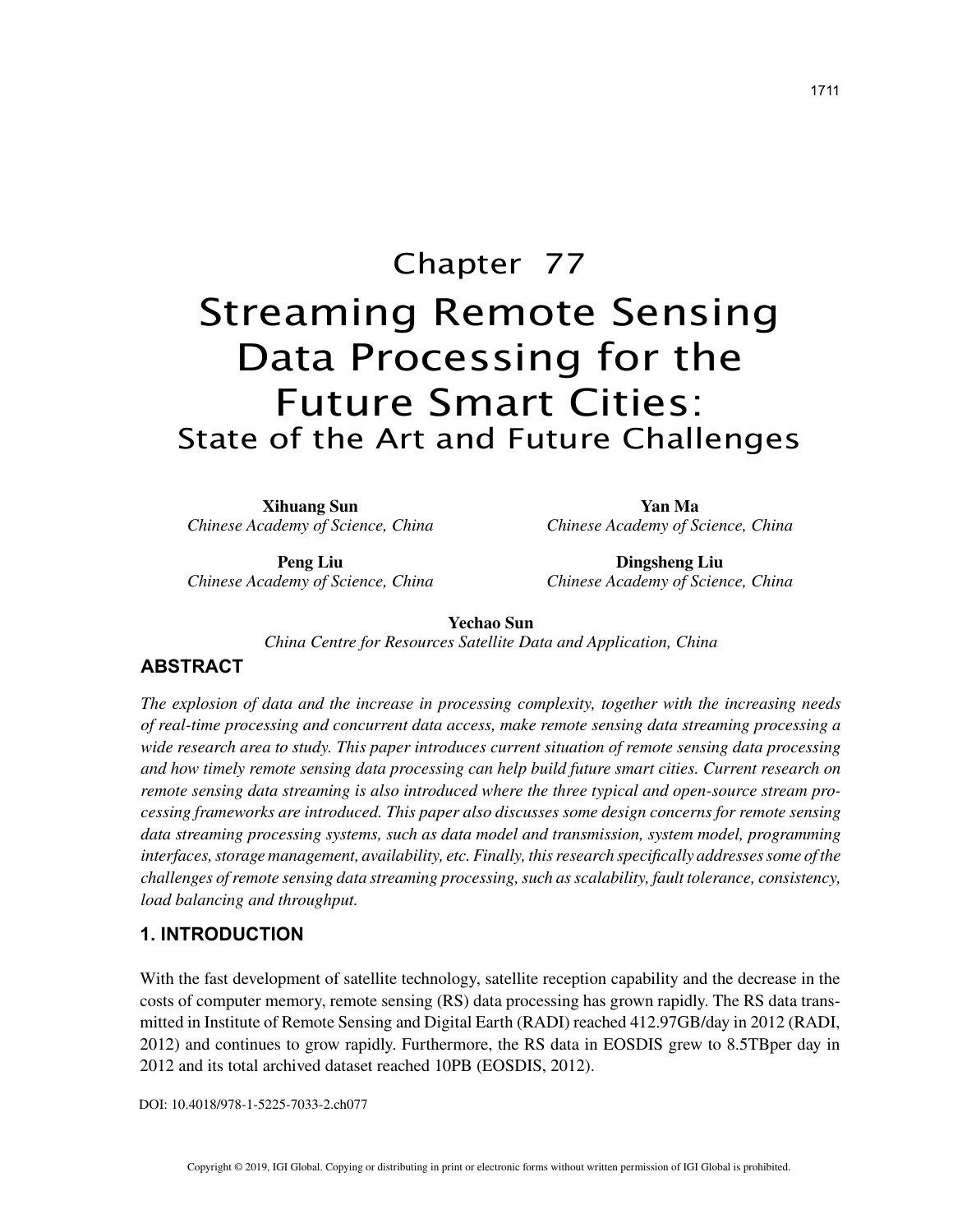# Chapter 77

# Streaming Remote Sensing Data Processing for the Future Smart Cities: State of the Art and Future Challenges

**Xihuang Sun**
*Chinese Academy of Science, China*

**Yan Ma**
*Chinese Academy of Science, China*

**Peng Liu**
*Chinese Academy of Science, China*

**Dingsheng Liu**
*Chinese Academy of Science, China*

**Yechao Sun**
*China Centre for Resources Satellite Data and Application, China*

## ABSTRACT

*The explosion of data and the increase in processing complexity, together with the increasing needs of real-time processing and concurrent data access, make remote sensing data streaming processing a wide research area to study. This paper introduces current situation of remote sensing data processing and how timely remote sensing data processing can help build future smart cities. Current research on remote sensing data streaming is also introduced where the three typical and open-source stream processing frameworks are introduced. This paper also discusses some design concerns for remote sensing data streaming processing systems, such as data model and transmission, system model, programming interfaces, storage management, availability, etc. Finally, this research specifically addresses some of the challenges of remote sensing data streaming processing, such as scalability, fault tolerance, consistency, load balancing and throughput.*

## 1. INTRODUCTION

With the fast development of satellite technology, satellite reception capability and the decrease in the costs of computer memory, remote sensing (RS) data processing has grown rapidly. The RS data transmitted in Institute of Remote Sensing and Digital Earth (RADI) reached 412.97GB/day in 2012 (RADI, 2012) and continues to grow rapidly. Furthermore, the RS data in EOSDIS grew to 8.5TBper day in 2012 and its total archived dataset reached 10PB (EOSDIS, 2012).

DOI: 10.4018/978-1-5225-7033-2.ch077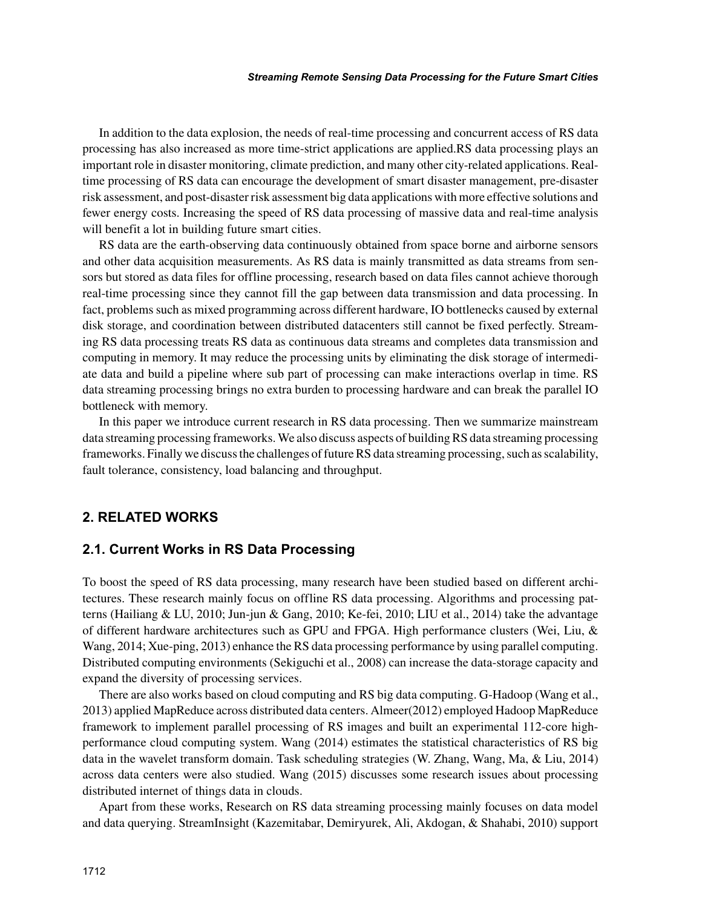In addition to the data explosion, the needs of real-time processing and concurrent access of RS data processing has also increased as more time-strict applications are applied.RS data processing plays an important role in disaster monitoring, climate prediction, and many other city-related applications. Real-time processing of RS data can encourage the development of smart disaster management, pre-disaster risk assessment, and post-disaster risk assessment big data applications with more effective solutions and fewer energy costs. Increasing the speed of RS data processing of massive data and real-time analysis will benefit a lot in building future smart cities.

RS data are the earth-observing data continuously obtained from space borne and airborne sensors and other data acquisition measurements. As RS data is mainly transmitted as data streams from sensors but stored as data files for offline processing, research based on data files cannot achieve thorough real-time processing since they cannot fill the gap between data transmission and data processing. In fact, problems such as mixed programming across different hardware, IO bottlenecks caused by external disk storage, and coordination between distributed datacenters still cannot be fixed perfectly. Streaming RS data processing treats RS data as continuous data streams and completes data transmission and computing in memory. It may reduce the processing units by eliminating the disk storage of intermediate data and build a pipeline where sub part of processing can make interactions overlap in time. RS data streaming processing brings no extra burden to processing hardware and can break the parallel IO bottleneck with memory.

In this paper we introduce current research in RS data processing. Then we summarize mainstream data streaming processing frameworks. We also discuss aspects of building RS data streaming processing frameworks. Finally we discuss the challenges of future RS data streaming processing, such as scalability, fault tolerance, consistency, load balancing and throughput.

## 2. RELATED WORKS

### 2.1. Current Works in RS Data Processing

To boost the speed of RS data processing, many research have been studied based on different architectures. These research mainly focus on offline RS data processing. Algorithms and processing patterns (Hailiang & LU, 2010; Jun-jun & Gang, 2010; Ke-fei, 2010; LIU et al., 2014) take the advantage of different hardware architectures such as GPU and FPGA. High performance clusters (Wei, Liu, & Wang, 2014; Xue-ping, 2013) enhance the RS data processing performance by using parallel computing. Distributed computing environments (Sekiguchi et al., 2008) can increase the data-storage capacity and expand the diversity of processing services.

There are also works based on cloud computing and RS big data computing. G-Hadoop (Wang et al., 2013) applied MapReduce across distributed data centers. Almeer(2012) employed Hadoop MapReduce framework to implement parallel processing of RS images and built an experimental 112-core high-performance cloud computing system. Wang (2014) estimates the statistical characteristics of RS big data in the wavelet transform domain. Task scheduling strategies (W. Zhang, Wang, Ma, & Liu, 2014) across data centers were also studied. Wang (2015) discusses some research issues about processing distributed internet of things data in clouds.

Apart from these works, Research on RS data streaming processing mainly focuses on data model and data querying. StreamInsight (Kazemitabar, Demiryurek, Ali, Akdogan, & Shahabi, 2010) support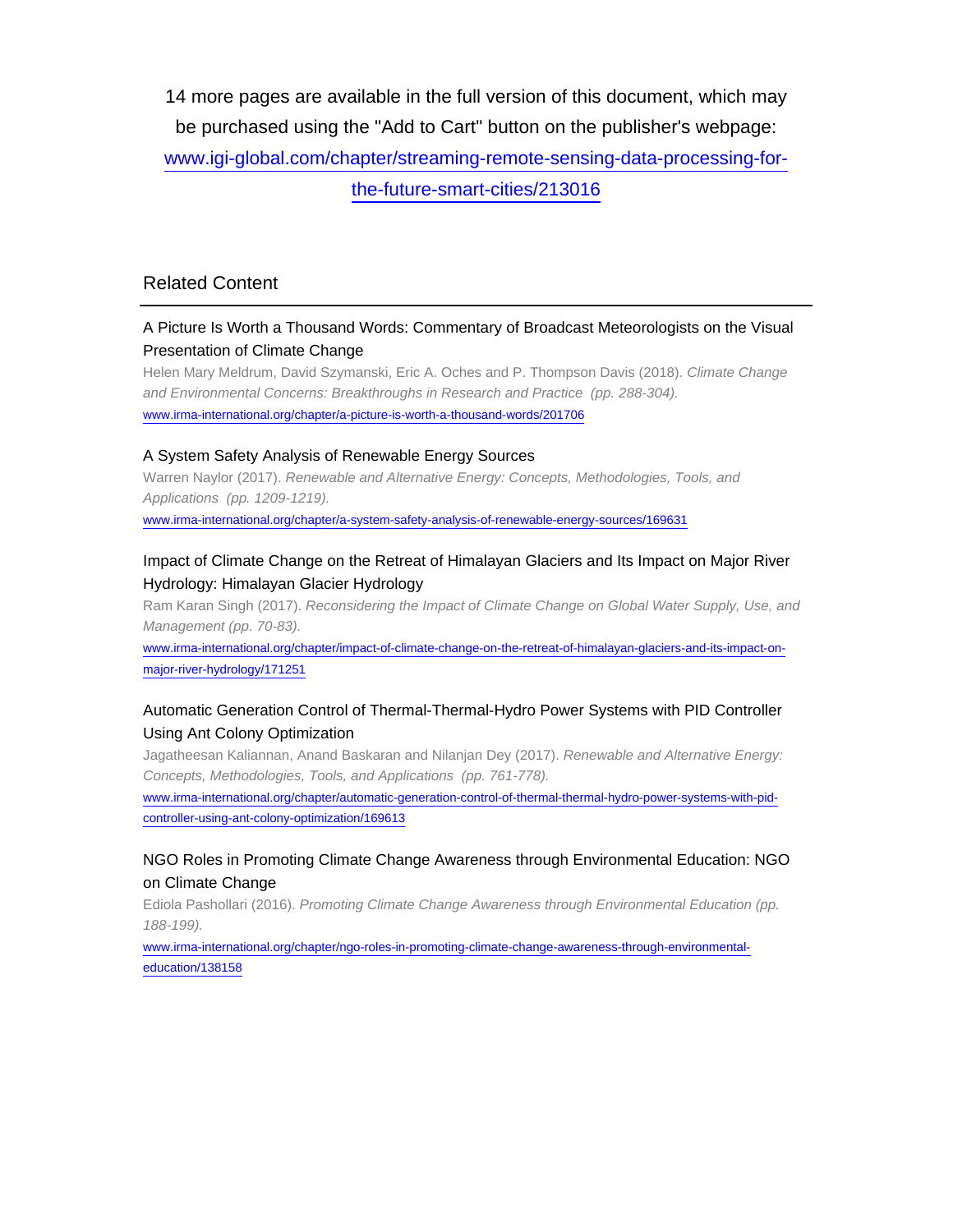14 more pages are available in the full version of this document, which may be purchased using the "Add to Cart" button on the publisher's webpage: www.igi-global.com/chapter/streaming-remote-sensing-data-processing-for-the-future-smart-cities/213016

## Related Content

A Picture Is Worth a Thousand Words: Commentary of Broadcast Meteorologists on the Visual Presentation of Climate Change
Helen Mary Meldrum, David Szymanski, Eric A. Oches and P. Thompson Davis (2018). *Climate Change and Environmental Concerns: Breakthroughs in Research and Practice (pp. 288-304).*
www.irma-international.org/chapter/a-picture-is-worth-a-thousand-words/201706

A System Safety Analysis of Renewable Energy Sources
Warren Naylor (2017). *Renewable and Alternative Energy: Concepts, Methodologies, Tools, and Applications (pp. 1209-1219).*
www.irma-international.org/chapter/a-system-safety-analysis-of-renewable-energy-sources/169631

Impact of Climate Change on the Retreat of Himalayan Glaciers and Its Impact on Major River Hydrology: Himalayan Glacier Hydrology
Ram Karan Singh (2017). *Reconsidering the Impact of Climate Change on Global Water Supply, Use, and Management (pp. 70-83).*
www.irma-international.org/chapter/impact-of-climate-change-on-the-retreat-of-himalayan-glaciers-and-its-impact-on-major-river-hydrology/171251

Automatic Generation Control of Thermal-Thermal-Hydro Power Systems with PID Controller Using Ant Colony Optimization
Jagatheesan Kaliannan, Anand Baskaran and Nilanjan Dey (2017). *Renewable and Alternative Energy: Concepts, Methodologies, Tools, and Applications (pp. 761-778).*
www.irma-international.org/chapter/automatic-generation-control-of-thermal-thermal-hydro-power-systems-with-pid-controller-using-ant-colony-optimization/169613

NGO Roles in Promoting Climate Change Awareness through Environmental Education: NGO on Climate Change
Ediola Pashollari (2016). *Promoting Climate Change Awareness through Environmental Education (pp. 188-199).*
www.irma-international.org/chapter/ngo-roles-in-promoting-climate-change-awareness-through-environmental-education/138158